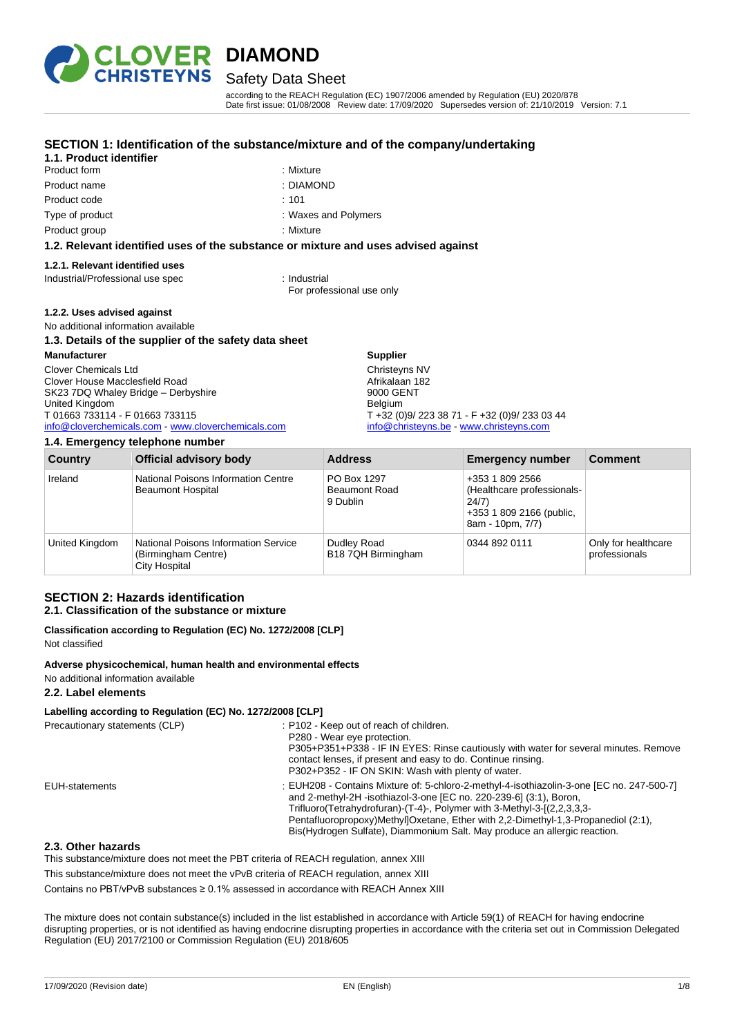# DIAMOND

## Safety Data Sheet

according to the REACH Regulation (EC) 1907/2006 amended by Regulation (EU) 2020/878
Date first issue: 01/08/2008 Review date: 17/09/2020 Supersedes version of: 21/10/2019 Version: 7.1

## SECTION 1: Identification of the substance/mixture and of the company/undertaking

### 1.1. Product identifier

| | |
|---|---|
| Product form | : Mixture |
| Product name | : DIAMOND |
| Product code | : 101 |
| Type of product | : Waxes and Polymers |
| Product group | : Mixture |

### 1.2. Relevant identified uses of the substance or mixture and uses advised against

#### 1.2.1. Relevant identified uses

Industrial/Professional use spec : Industrial
For professional use only

#### 1.2.2. Uses advised against

No additional information available

### 1.3. Details of the supplier of the safety data sheet

**Manufacturer**
Clover Chemicals Ltd
Clover House Macclesfield Road
SK23 7DQ Whaley Bridge – Derbyshire
United Kingdom
T 01663 733114 - F 01663 733115
info@cloverchemicals.com - www.cloverchemicals.com

**Supplier**
Christeyns NV
Afrikalaan 182
9000 GENT
Belgium
T +32 (0)9/ 223 38 71 - F +32 (0)9/ 233 03 44
info@christeyns.be - www.christeyns.com

### 1.4. Emergency telephone number

| Country | Official advisory body | Address | Emergency number | Comment |
|---|---|---|---|---|
| Ireland | National Poisons Information Centre Beaumont Hospital | PO Box 1297 Beaumont Road 9 Dublin | +353 1 809 2566 (Healthcare professionals- 24/7) +353 1 809 2166 (public, 8am - 10pm, 7/7) | |
| United Kingdom | National Poisons Information Service (Birmingham Centre) City Hospital | Dudley Road B18 7QH Birmingham | 0344 892 0111 | Only for healthcare professionals |

## SECTION 2: Hazards identification

### 2.1. Classification of the substance or mixture

**Classification according to Regulation (EC) No. 1272/2008 [CLP]**
Not classified

**Adverse physicochemical, human health and environmental effects**
No additional information available

### 2.2. Label elements

**Labelling according to Regulation (EC) No. 1272/2008 [CLP]**

Precautionary statements (CLP) : P102 - Keep out of reach of children.
P280 - Wear eye protection.
P305+P351+P338 - IF IN EYES: Rinse cautiously with water for several minutes. Remove contact lenses, if present and easy to do. Continue rinsing.
P302+P352 - IF ON SKIN: Wash with plenty of water.

EUH-statements : EUH208 - Contains Mixture of: 5-chloro-2-methyl-4-isothiazolin-3-one [EC no. 247-500-7] and 2-methyl-2H -isothiazol-3-one [EC no. 220-239-6] (3:1), Boron, Trifluoro(Tetrahydrofuran)-(T-4)-, Polymer with 3-Methyl-3-[(2,2,3,3,3-Pentafluoropropoxy)Methyl]Oxetane, Ether with 2,2-Dimethyl-1,3-Propanediol (2:1), Bis(Hydrogen Sulfate), Diammonium Salt. May produce an allergic reaction.

### 2.3. Other hazards

This substance/mixture does not meet the PBT criteria of REACH regulation, annex XIII

This substance/mixture does not meet the vPvB criteria of REACH regulation, annex XIII

Contains no PBT/vPvB substances ≥ 0.1% assessed in accordance with REACH Annex XIII

The mixture does not contain substance(s) included in the list established in accordance with Article 59(1) of REACH for having endocrine disrupting properties, or is not identified as having endocrine disrupting properties in accordance with the criteria set out in Commission Delegated Regulation (EU) 2017/2100 or Commission Regulation (EU) 2018/605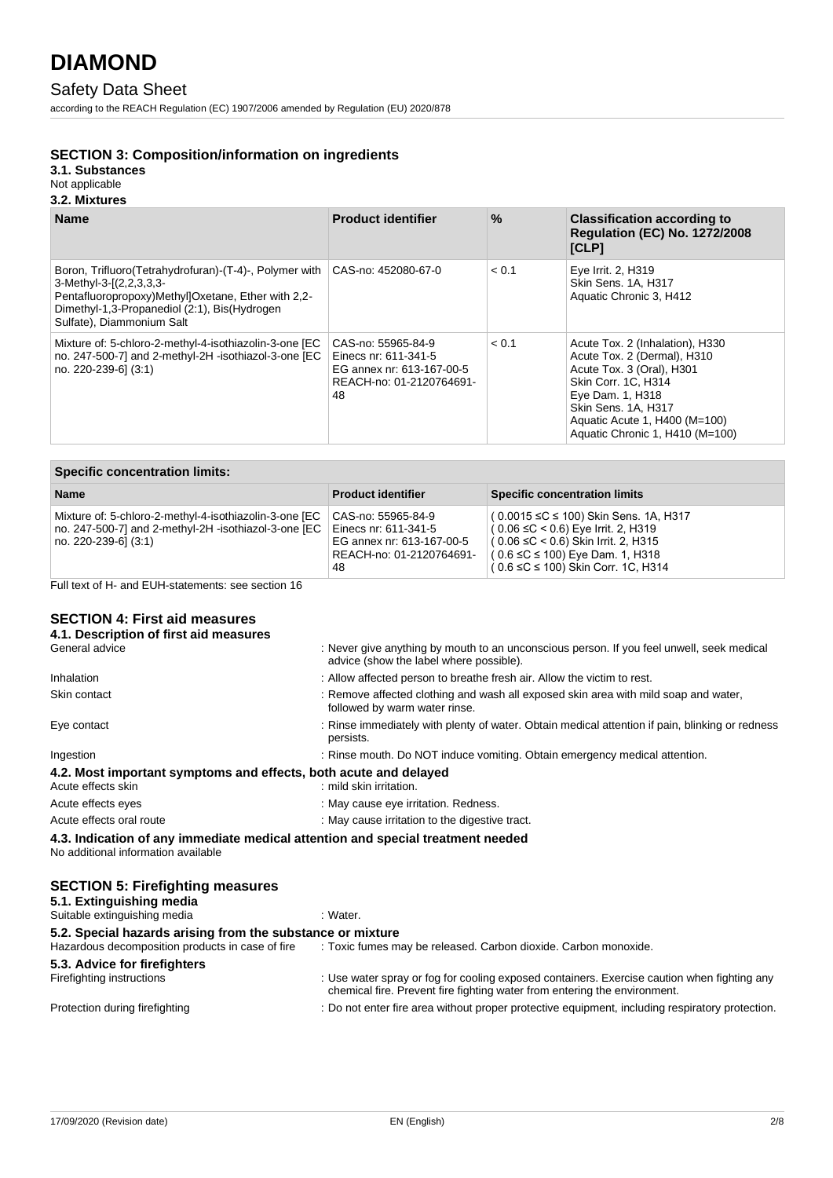## SECTION 3: Composition/information on ingredients

### 3.1. Substances

Not applicable

### 3.2. Mixtures

| Name | Product identifier | % | Classification according to Regulation (EC) No. 1272/2008 [CLP] |
|---|---|---|---|
| Boron, Trifluoro(Tetrahydrofuran)-(T-4)-, Polymer with 3-Methyl-3-[(2,2,3,3,3-Pentafluoropropoxy)Methyl]Oxetane, Ether with 2,2-Dimethyl-1,3-Propanediol (2:1), Bis(Hydrogen Sulfate), Diammonium Salt | CAS-no: 452080-67-0 | < 0.1 | Eye Irrit. 2, H319<br>Skin Sens. 1A, H317<br>Aquatic Chronic 3, H412 |
| Mixture of: 5-chloro-2-methyl-4-isothiazolin-3-one [EC no. 247-500-7] and 2-methyl-2H -isothiazol-3-one [EC no. 220-239-6] (3:1) | CAS-no: 55965-84-9<br>Einecs nr: 611-341-5<br>EG annex nr: 613-167-00-5<br>REACH-no: 01-2120764691-48 | < 0.1 | Acute Tox. 2 (Inhalation), H330<br>Acute Tox. 2 (Dermal), H310<br>Acute Tox. 3 (Oral), H301<br>Skin Corr. 1C, H314<br>Eye Dam. 1, H318<br>Skin Sens. 1A, H317<br>Aquatic Acute 1, H400 (M=100)<br>Aquatic Chronic 1, H410 (M=100) |

| Specific concentration limits: | | |
|---|---|---|
| **Name** | **Product identifier** | **Specific concentration limits** |
| Mixture of: 5-chloro-2-methyl-4-isothiazolin-3-one [EC no. 247-500-7] and 2-methyl-2H -isothiazol-3-one [EC no. 220-239-6] (3:1) | CAS-no: 55965-84-9<br>Einecs nr: 611-341-5<br>EG annex nr: 613-167-00-5<br>REACH-no: 01-2120764691-48 | ( 0.0015 ≤C ≤ 100) Skin Sens. 1A, H317<br>( 0.06 ≤C < 0.6) Eye Irrit. 2, H319<br>( 0.06 ≤C < 0.6) Skin Irrit. 2, H315<br>( 0.6 ≤C ≤ 100) Eye Dam. 1, H318<br>( 0.6 ≤C ≤ 100) Skin Corr. 1C, H314 |

Full text of H- and EUH-statements: see section 16

## SECTION 4: First aid measures

### 4.1. Description of first aid measures

General advice : Never give anything by mouth to an unconscious person. If you feel unwell, seek medical advice (show the label where possible).

Inhalation : Allow affected person to breathe fresh air. Allow the victim to rest.

Skin contact : Remove affected clothing and wash all exposed skin area with mild soap and water, followed by warm water rinse.

Eye contact : Rinse immediately with plenty of water. Obtain medical attention if pain, blinking or redness persists.

Ingestion : Rinse mouth. Do NOT induce vomiting. Obtain emergency medical attention.

### 4.2. Most important symptoms and effects, both acute and delayed

Acute effects skin : mild skin irritation.

Acute effects eyes : May cause eye irritation. Redness.

Acute effects oral route : May cause irritation to the digestive tract.

### 4.3. Indication of any immediate medical attention and special treatment needed

No additional information available

## SECTION 5: Firefighting measures

### 5.1. Extinguishing media

Suitable extinguishing media : Water.

### 5.2. Special hazards arising from the substance or mixture

Hazardous decomposition products in case of fire : Toxic fumes may be released. Carbon dioxide. Carbon monoxide.

### 5.3. Advice for firefighters

Firefighting instructions : Use water spray or fog for cooling exposed containers. Exercise caution when fighting any chemical fire. Prevent fire fighting water from entering the environment.

Protection during firefighting : Do not enter fire area without proper protective equipment, including respiratory protection.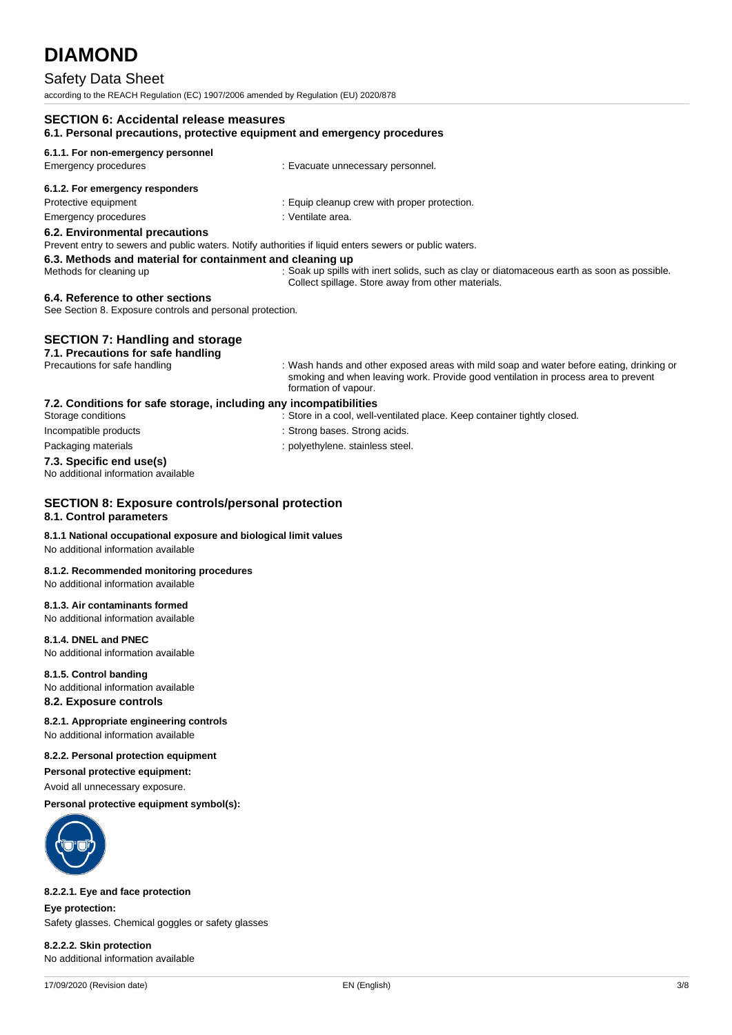## SECTION 6: Accidental release measures

### 6.1. Personal precautions, protective equipment and emergency procedures

#### 6.1.1. For non-emergency personnel

Emergency procedures : Evacuate unnecessary personnel.

#### 6.1.2. For emergency responders

Protective equipment : Equip cleanup crew with proper protection.

Emergency procedures : Ventilate area.

### 6.2. Environmental precautions

Prevent entry to sewers and public waters. Notify authorities if liquid enters sewers or public waters.

### 6.3. Methods and material for containment and cleaning up

Methods for cleaning up : Soak up spills with inert solids, such as clay or diatomaceous earth as soon as possible. Collect spillage. Store away from other materials.

### 6.4. Reference to other sections

See Section 8. Exposure controls and personal protection.

## SECTION 7: Handling and storage

### 7.1. Precautions for safe handling

Precautions for safe handling : Wash hands and other exposed areas with mild soap and water before eating, drinking or smoking and when leaving work. Provide good ventilation in process area to prevent formation of vapour.

### 7.2. Conditions for safe storage, including any incompatibilities

Storage conditions : Store in a cool, well-ventilated place. Keep container tightly closed.

Incompatible products : Strong bases. Strong acids.

Packaging materials : polyethylene. stainless steel.

### 7.3. Specific end use(s)

No additional information available

## SECTION 8: Exposure controls/personal protection

### 8.1. Control parameters

#### 8.1.1 National occupational exposure and biological limit values

No additional information available

#### 8.1.2. Recommended monitoring procedures

No additional information available

#### 8.1.3. Air contaminants formed

No additional information available

#### 8.1.4. DNEL and PNEC

No additional information available

#### 8.1.5. Control banding

No additional information available

### 8.2. Exposure controls

#### 8.2.1. Appropriate engineering controls

No additional information available

#### 8.2.2. Personal protection equipment

**Personal protective equipment:**

Avoid all unnecessary exposure.

**Personal protective equipment symbol(s):**

#### 8.2.2.1. Eye and face protection

**Eye protection:**

Safety glasses. Chemical goggles or safety glasses

#### 8.2.2.2. Skin protection

No additional information available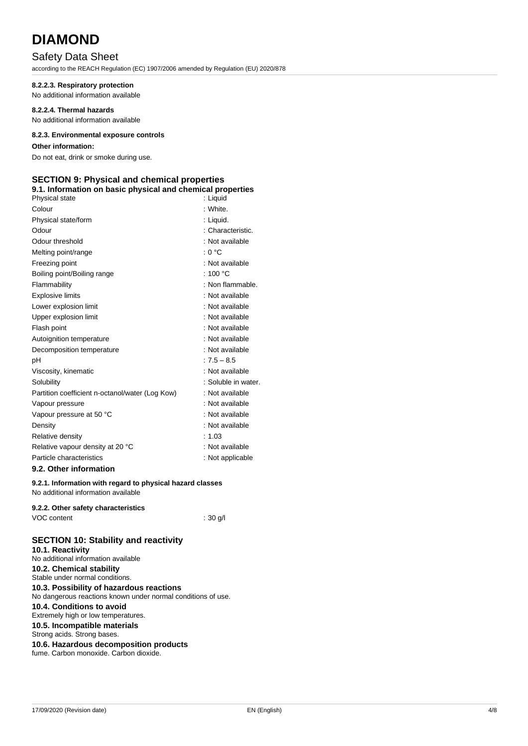#### 8.2.2.3. Respiratory protection

No additional information available

#### 8.2.2.4. Thermal hazards

No additional information available

#### 8.2.3. Environmental exposure controls

**Other information:**

Do not eat, drink or smoke during use.

## SECTION 9: Physical and chemical properties

### 9.1. Information on basic physical and chemical properties

| | |
|---|---|
| Physical state | : Liquid |
| Colour | : White. |
| Physical state/form | : Liquid. |
| Odour | : Characteristic. |
| Odour threshold | : Not available |
| Melting point/range | : 0 °C |
| Freezing point | : Not available |
| Boiling point/Boiling range | : 100 °C |
| Flammability | : Non flammable. |
| Explosive limits | : Not available |
| Lower explosion limit | : Not available |
| Upper explosion limit | : Not available |
| Flash point | : Not available |
| Autoignition temperature | : Not available |
| Decomposition temperature | : Not available |
| pH | : 7.5 – 8.5 |
| Viscosity, kinematic | : Not available |
| Solubility | : Soluble in water. |
| Partition coefficient n-octanol/water (Log Kow) | : Not available |
| Vapour pressure | : Not available |
| Vapour pressure at 50 °C | : Not available |
| Density | : Not available |
| Relative density | : 1.03 |
| Relative vapour density at 20 °C | : Not available |
| Particle characteristics | : Not applicable |

### 9.2. Other information

#### 9.2.1. Information with regard to physical hazard classes

No additional information available

#### 9.2.2. Other safety characteristics

| | |
|---|---|
| VOC content | : 30 g/l |

## SECTION 10: Stability and reactivity

### 10.1. Reactivity

No additional information available

### 10.2. Chemical stability

Stable under normal conditions.

### 10.3. Possibility of hazardous reactions

No dangerous reactions known under normal conditions of use.

### 10.4. Conditions to avoid

Extremely high or low temperatures.

### 10.5. Incompatible materials

Strong acids. Strong bases.

### 10.6. Hazardous decomposition products

fume. Carbon monoxide. Carbon dioxide.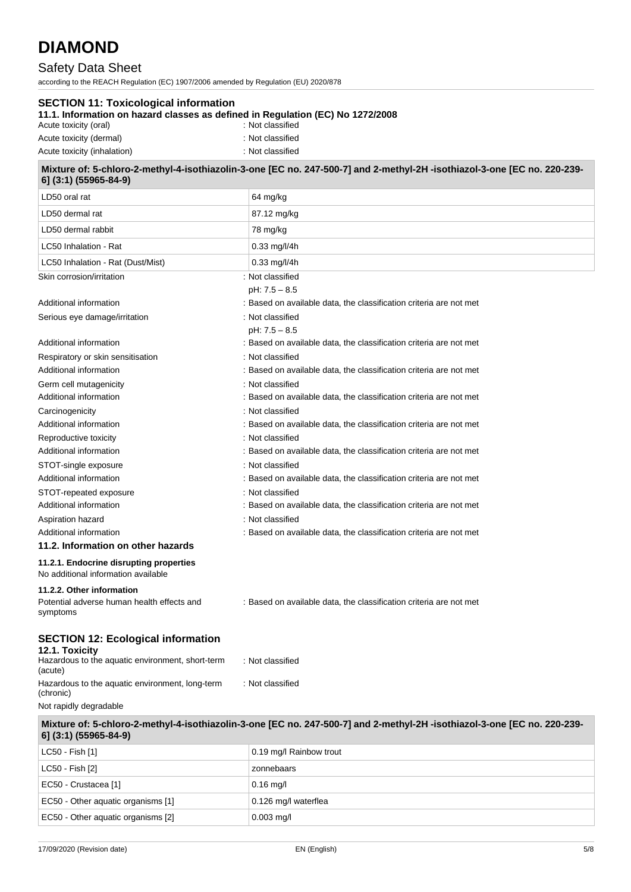## SECTION 11: Toxicological information

### 11.1. Information on hazard classes as defined in Regulation (EC) No 1272/2008

| | |
|---|---|
| Acute toxicity (oral) | : Not classified |
| Acute toxicity (dermal) | : Not classified |
| Acute toxicity (inhalation) | : Not classified |

| Mixture of: 5-chloro-2-methyl-4-isothiazolin-3-one [EC no. 247-500-7] and 2-methyl-2H -isothiazol-3-one [EC no. 220-239-6] (3:1) (55965-84-9) | |
|---|---|
| LD50 oral rat | 64 mg/kg |
| LD50 dermal rat | 87.12 mg/kg |
| LD50 dermal rabbit | 78 mg/kg |
| LC50 Inhalation - Rat | 0.33 mg/l/4h |
| LC50 Inhalation - Rat (Dust/Mist) | 0.33 mg/l/4h |

| | |
|---|---|
| Skin corrosion/irritation | : Not classified<br>pH: 7.5 – 8.5 |
| Additional information | : Based on available data, the classification criteria are not met |
| Serious eye damage/irritation | : Not classified<br>pH: 7.5 – 8.5 |
| Additional information | : Based on available data, the classification criteria are not met |
| Respiratory or skin sensitisation | : Not classified |
| Additional information | : Based on available data, the classification criteria are not met |
| Germ cell mutagenicity | : Not classified |
| Additional information | : Based on available data, the classification criteria are not met |
| Carcinogenicity | : Not classified |
| Additional information | : Based on available data, the classification criteria are not met |
| Reproductive toxicity | : Not classified |
| Additional information | : Based on available data, the classification criteria are not met |
| STOT-single exposure | : Not classified |
| Additional information | : Based on available data, the classification criteria are not met |
| STOT-repeated exposure | : Not classified |
| Additional information | : Based on available data, the classification criteria are not met |
| Aspiration hazard | : Not classified |
| Additional information | : Based on available data, the classification criteria are not met |

### 11.2. Information on other hazards

#### 11.2.1. Endocrine disrupting properties

No additional information available

#### 11.2.2. Other information

| | |
|---|---|
| Potential adverse human health effects and symptoms | : Based on available data, the classification criteria are not met |

## SECTION 12: Ecological information

### 12.1. Toxicity

| | |
|---|---|
| Hazardous to the aquatic environment, short-term (acute) | : Not classified |
| Hazardous to the aquatic environment, long-term (chronic) | : Not classified |

Not rapidly degradable

| Mixture of: 5-chloro-2-methyl-4-isothiazolin-3-one [EC no. 247-500-7] and 2-methyl-2H -isothiazol-3-one [EC no. 220-239-6] (3:1) (55965-84-9) | |
|---|---|
| LC50 - Fish [1] | 0.19 mg/l Rainbow trout |
| LC50 - Fish [2] | zonnebaars |
| EC50 - Crustacea [1] | 0.16 mg/l |
| EC50 - Other aquatic organisms [1] | 0.126 mg/l waterflea |
| EC50 - Other aquatic organisms [2] | 0.003 mg/l |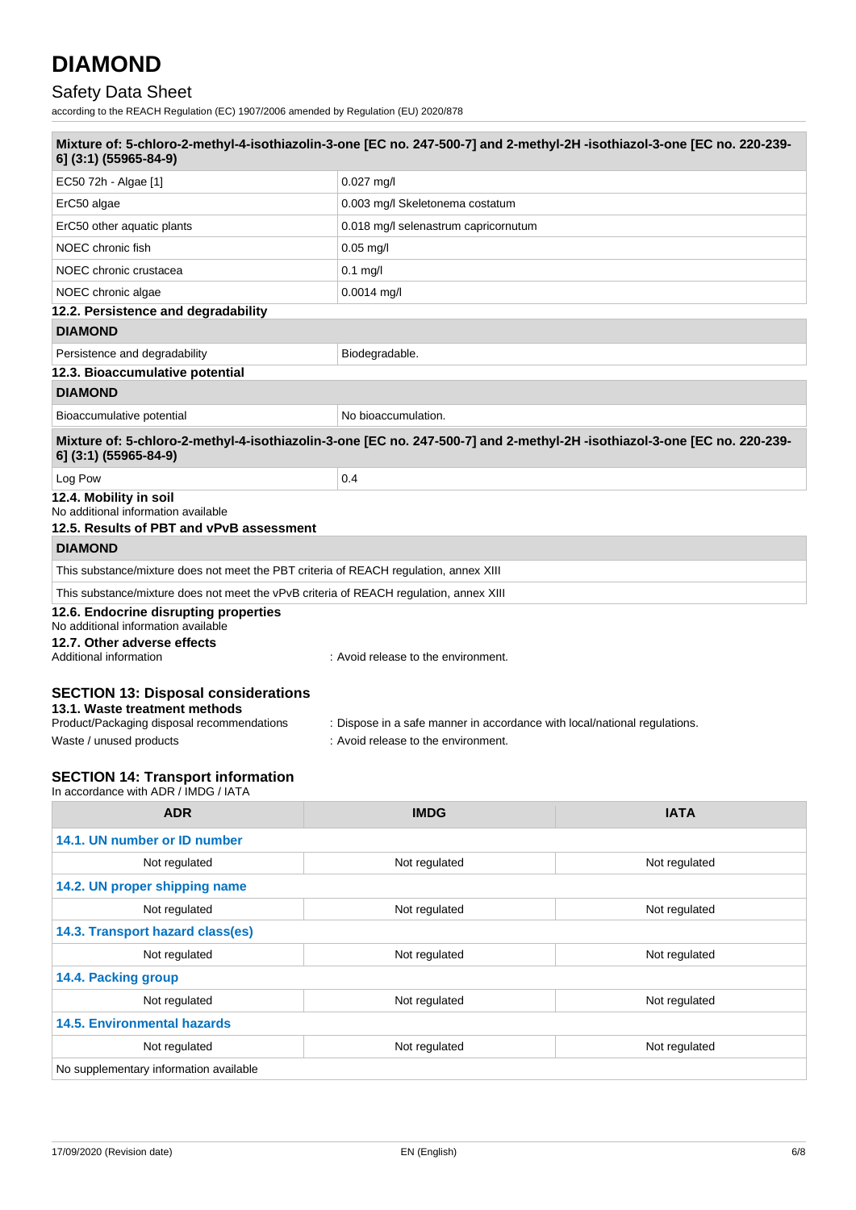| Mixture of: 5-chloro-2-methyl-4-isothiazolin-3-one [EC no. 247-500-7] and 2-methyl-2H -isothiazol-3-one [EC no. 220-239-6] (3:1) (55965-84-9) | |
|---|---|
| EC50 72h - Algae [1] | 0.027 mg/l |
| ErC50 algae | 0.003 mg/l Skeletonema costatum |
| ErC50 other aquatic plants | 0.018 mg/l selenastrum capricornutum |
| NOEC chronic fish | 0.05 mg/l |
| NOEC chronic crustacea | 0.1 mg/l |
| NOEC chronic algae | 0.0014 mg/l |

### 12.2. Persistence and degradability

| DIAMOND | |
|---|---|
| Persistence and degradability | Biodegradable. |

### 12.3. Bioaccumulative potential

| DIAMOND | |
|---|---|
| Bioaccumulative potential | No bioaccumulation. |

| Mixture of: 5-chloro-2-methyl-4-isothiazolin-3-one [EC no. 247-500-7] and 2-methyl-2H -isothiazol-3-one [EC no. 220-239-6] (3:1) (55965-84-9) | |
|---|---|
| Log Pow | 0.4 |

### 12.4. Mobility in soil

No additional information available

### 12.5. Results of PBT and vPvB assessment

| DIAMOND |
|---|
| This substance/mixture does not meet the PBT criteria of REACH regulation, annex XIII |
| This substance/mixture does not meet the vPvB criteria of REACH regulation, annex XIII |

### 12.6. Endocrine disrupting properties

No additional information available

### 12.7. Other adverse effects

Additional information : Avoid release to the environment.

## SECTION 13: Disposal considerations

### 13.1. Waste treatment methods

Product/Packaging disposal recommendations : Dispose in a safe manner in accordance with local/national regulations.

Waste / unused products : Avoid release to the environment.

## SECTION 14: Transport information

In accordance with ADR / IMDG / IATA

| ADR | IMDG | IATA |
|---|---|---|
| **14.1. UN number or ID number** | | |
| Not regulated | Not regulated | Not regulated |
| **14.2. UN proper shipping name** | | |
| Not regulated | Not regulated | Not regulated |
| **14.3. Transport hazard class(es)** | | |
| Not regulated | Not regulated | Not regulated |
| **14.4. Packing group** | | |
| Not regulated | Not regulated | Not regulated |
| **14.5. Environmental hazards** | | |
| Not regulated | Not regulated | Not regulated |
| No supplementary information available | | |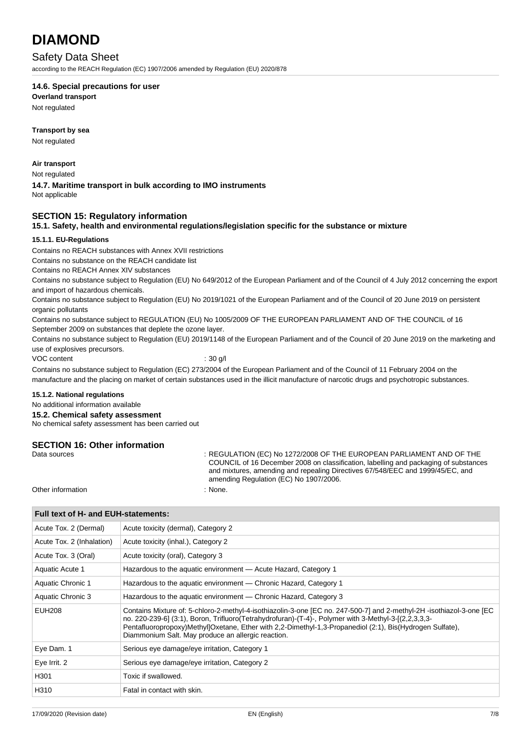#### 14.6. Special precautions for user

**Overland transport**

Not regulated

**Transport by sea**

Not regulated

**Air transport**

Not regulated

#### 14.7. Maritime transport in bulk according to IMO instruments

Not applicable

## SECTION 15: Regulatory information

### 15.1. Safety, health and environmental regulations/legislation specific for the substance or mixture

#### 15.1.1. EU-Regulations

Contains no REACH substances with Annex XVII restrictions

Contains no substance on the REACH candidate list

Contains no REACH Annex XIV substances

Contains no substance subject to Regulation (EU) No 649/2012 of the European Parliament and of the Council of 4 July 2012 concerning the export and import of hazardous chemicals.

Contains no substance subject to Regulation (EU) No 2019/1021 of the European Parliament and of the Council of 20 June 2019 on persistent organic pollutants

Contains no substance subject to REGULATION (EU) No 1005/2009 OF THE EUROPEAN PARLIAMENT AND OF THE COUNCIL of 16 September 2009 on substances that deplete the ozone layer.

Contains no substance subject to Regulation (EU) 2019/1148 of the European Parliament and of the Council of 20 June 2019 on the marketing and use of explosives precursors.

VOC content : 30 g/l

Contains no substance subject to Regulation (EC) 273/2004 of the European Parliament and of the Council of 11 February 2004 on the manufacture and the placing on market of certain substances used in the illicit manufacture of narcotic drugs and psychotropic substances.

#### 15.1.2. National regulations

No additional information available

### 15.2. Chemical safety assessment

No chemical safety assessment has been carried out

## SECTION 16: Other information

Data sources : REGULATION (EC) No 1272/2008 OF THE EUROPEAN PARLIAMENT AND OF THE COUNCIL of 16 December 2008 on classification, labelling and packaging of substances and mixtures, amending and repealing Directives 67/548/EEC and 1999/45/EC, and amending Regulation (EC) No 1907/2006.

Other information : None.

| Full text of H- and EUH-statements: | |
|---|---|
| Acute Tox. 2 (Dermal) | Acute toxicity (dermal), Category 2 |
| Acute Tox. 2 (Inhalation) | Acute toxicity (inhal.), Category 2 |
| Acute Tox. 3 (Oral) | Acute toxicity (oral), Category 3 |
| Aquatic Acute 1 | Hazardous to the aquatic environment — Acute Hazard, Category 1 |
| Aquatic Chronic 1 | Hazardous to the aquatic environment — Chronic Hazard, Category 1 |
| Aquatic Chronic 3 | Hazardous to the aquatic environment — Chronic Hazard, Category 3 |
| EUH208 | Contains Mixture of: 5-chloro-2-methyl-4-isothiazolin-3-one [EC no. 247-500-7] and 2-methyl-2H -isothiazol-3-one [EC no. 220-239-6] (3:1), Boron, Trifluoro(Tetrahydrofuran)-(T-4)-, Polymer with 3-Methyl-3-[(2,2,3,3,3-Pentafluoropropoxy)Methyl]Oxetane, Ether with 2,2-Dimethyl-1,3-Propanediol (2:1), Bis(Hydrogen Sulfate), Diammonium Salt. May produce an allergic reaction. |
| Eye Dam. 1 | Serious eye damage/eye irritation, Category 1 |
| Eye Irrit. 2 | Serious eye damage/eye irritation, Category 2 |
| H301 | Toxic if swallowed. |
| H310 | Fatal in contact with skin. |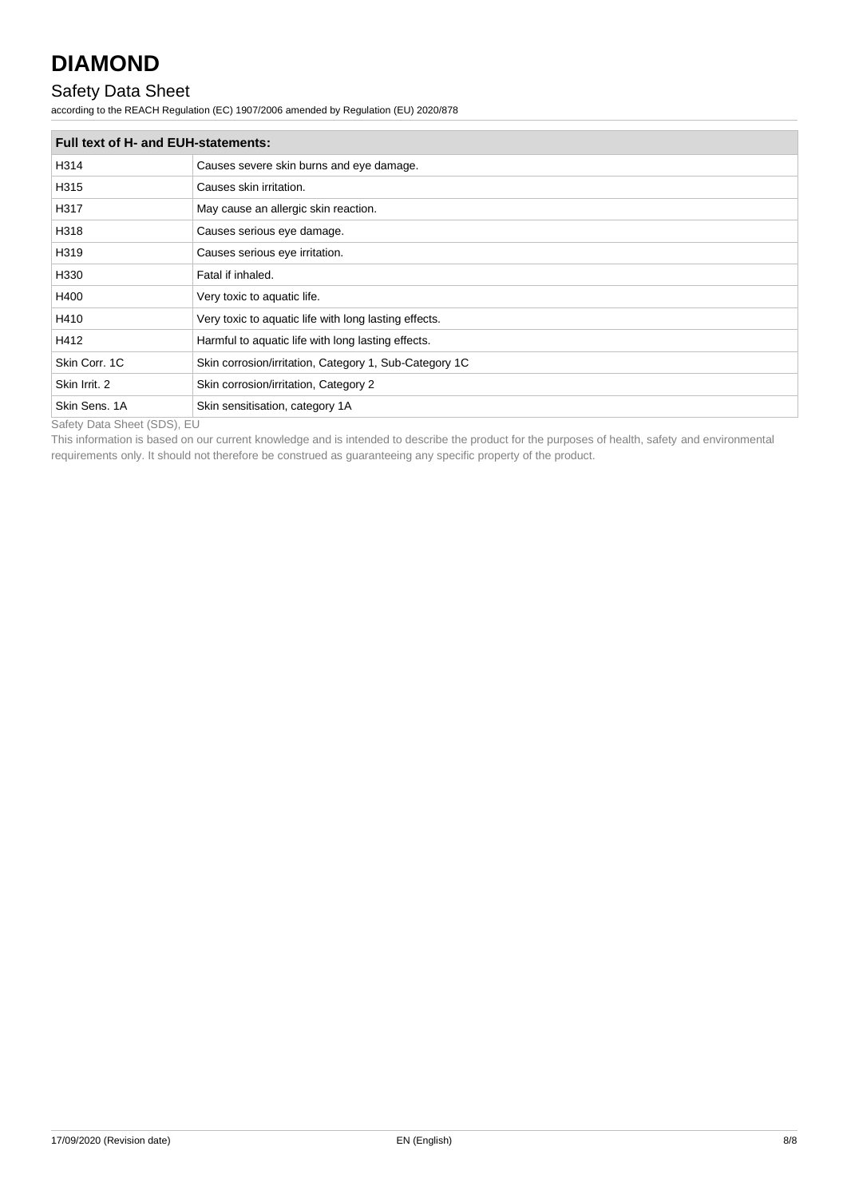| Full text of H- and EUH-statements: | |
|---|---|
| H314 | Causes severe skin burns and eye damage. |
| H315 | Causes skin irritation. |
| H317 | May cause an allergic skin reaction. |
| H318 | Causes serious eye damage. |
| H319 | Causes serious eye irritation. |
| H330 | Fatal if inhaled. |
| H400 | Very toxic to aquatic life. |
| H410 | Very toxic to aquatic life with long lasting effects. |
| H412 | Harmful to aquatic life with long lasting effects. |
| Skin Corr. 1C | Skin corrosion/irritation, Category 1, Sub-Category 1C |
| Skin Irrit. 2 | Skin corrosion/irritation, Category 2 |
| Skin Sens. 1A | Skin sensitisation, category 1A |

Safety Data Sheet (SDS), EU

This information is based on our current knowledge and is intended to describe the product for the purposes of health, safety and environmental requirements only. It should not therefore be construed as guaranteeing any specific property of the product.